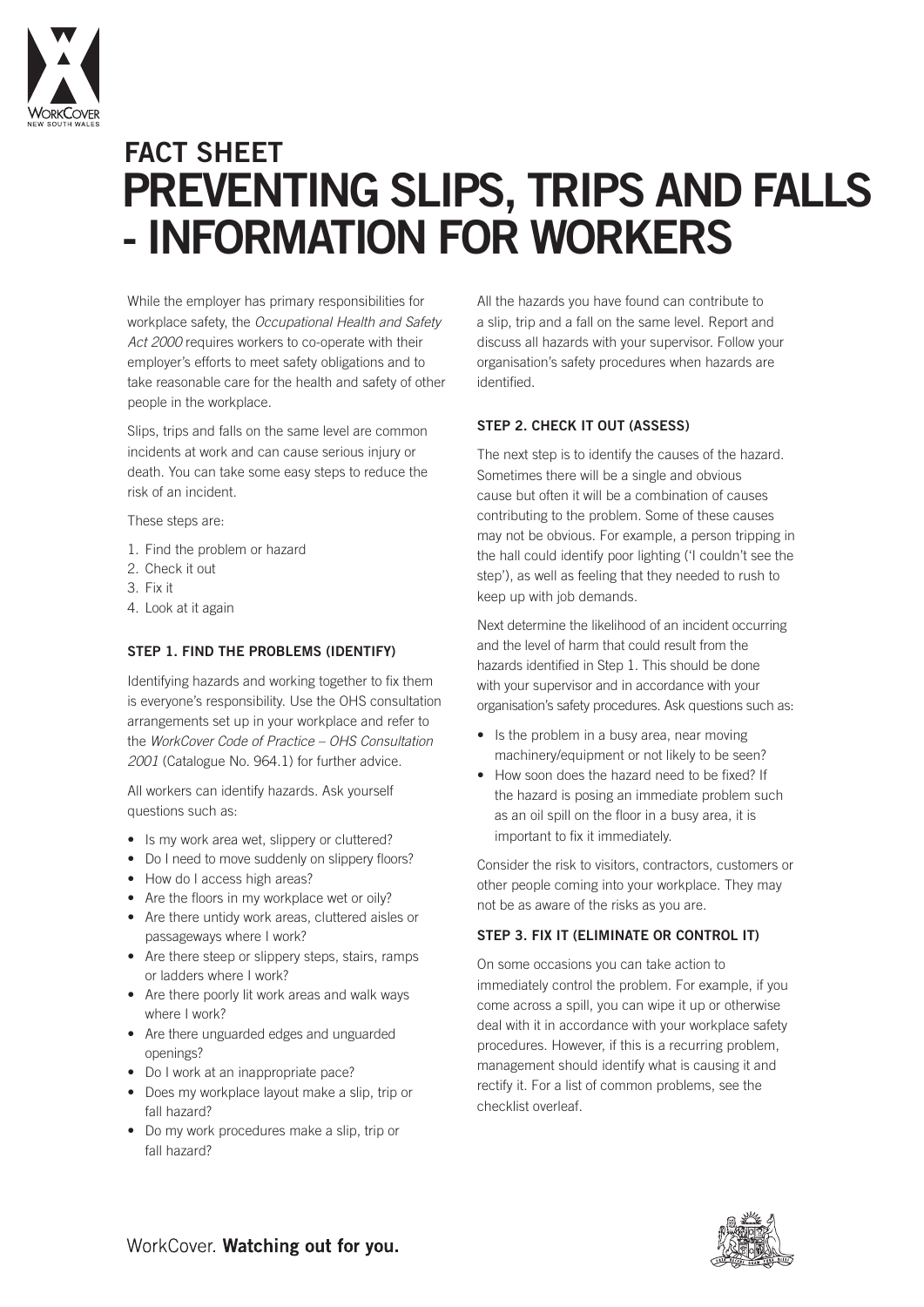# FACT SHEET
# PREVENTING SLIPS, TRIPS AND FALLS - INFORMATION FOR WORKERS

While the employer has primary responsibilities for workplace safety, the *Occupational Health and Safety Act 2000* requires workers to co-operate with their employer's efforts to meet safety obligations and to take reasonable care for the health and safety of other people in the workplace.

Slips, trips and falls on the same level are common incidents at work and can cause serious injury or death. You can take some easy steps to reduce the risk of an incident.

These steps are:

1. Find the problem or hazard
2. Check it out
3. Fix it
4. Look at it again

### STEP 1. FIND THE PROBLEMS (IDENTIFY)

Identifying hazards and working together to fix them is everyone's responsibility. Use the OHS consultation arrangements set up in your workplace and refer to the *WorkCover Code of Practice – OHS Consultation 2001* (Catalogue No. 964.1) for further advice.

All workers can identify hazards. Ask yourself questions such as:

- Is my work area wet, slippery or cluttered?
- Do I need to move suddenly on slippery floors?
- How do I access high areas?
- Are the floors in my workplace wet or oily?
- Are there untidy work areas, cluttered aisles or passageways where I work?
- Are there steep or slippery steps, stairs, ramps or ladders where I work?
- Are there poorly lit work areas and walk ways where I work?
- Are there unguarded edges and unguarded openings?
- Do I work at an inappropriate pace?
- Does my workplace layout make a slip, trip or fall hazard?
- Do my work procedures make a slip, trip or fall hazard?

All the hazards you have found can contribute to a slip, trip and a fall on the same level. Report and discuss all hazards with your supervisor. Follow your organisation's safety procedures when hazards are identified.

### STEP 2. CHECK IT OUT (ASSESS)

The next step is to identify the causes of the hazard. Sometimes there will be a single and obvious cause but often it will be a combination of causes contributing to the problem. Some of these causes may not be obvious. For example, a person tripping in the hall could identify poor lighting ('I couldn't see the step'), as well as feeling that they needed to rush to keep up with job demands.

Next determine the likelihood of an incident occurring and the level of harm that could result from the hazards identified in Step 1. This should be done with your supervisor and in accordance with your organisation's safety procedures. Ask questions such as:

- Is the problem in a busy area, near moving machinery/equipment or not likely to be seen?
- How soon does the hazard need to be fixed? If the hazard is posing an immediate problem such as an oil spill on the floor in a busy area, it is important to fix it immediately.

Consider the risk to visitors, contractors, customers or other people coming into your workplace. They may not be as aware of the risks as you are.

### STEP 3. FIX IT (ELIMINATE OR CONTROL IT)

On some occasions you can take action to immediately control the problem. For example, if you come across a spill, you can wipe it up or otherwise deal with it in accordance with your workplace safety procedures. However, if this is a recurring problem, management should identify what is causing it and rectify it. For a list of common problems, see the checklist overleaf.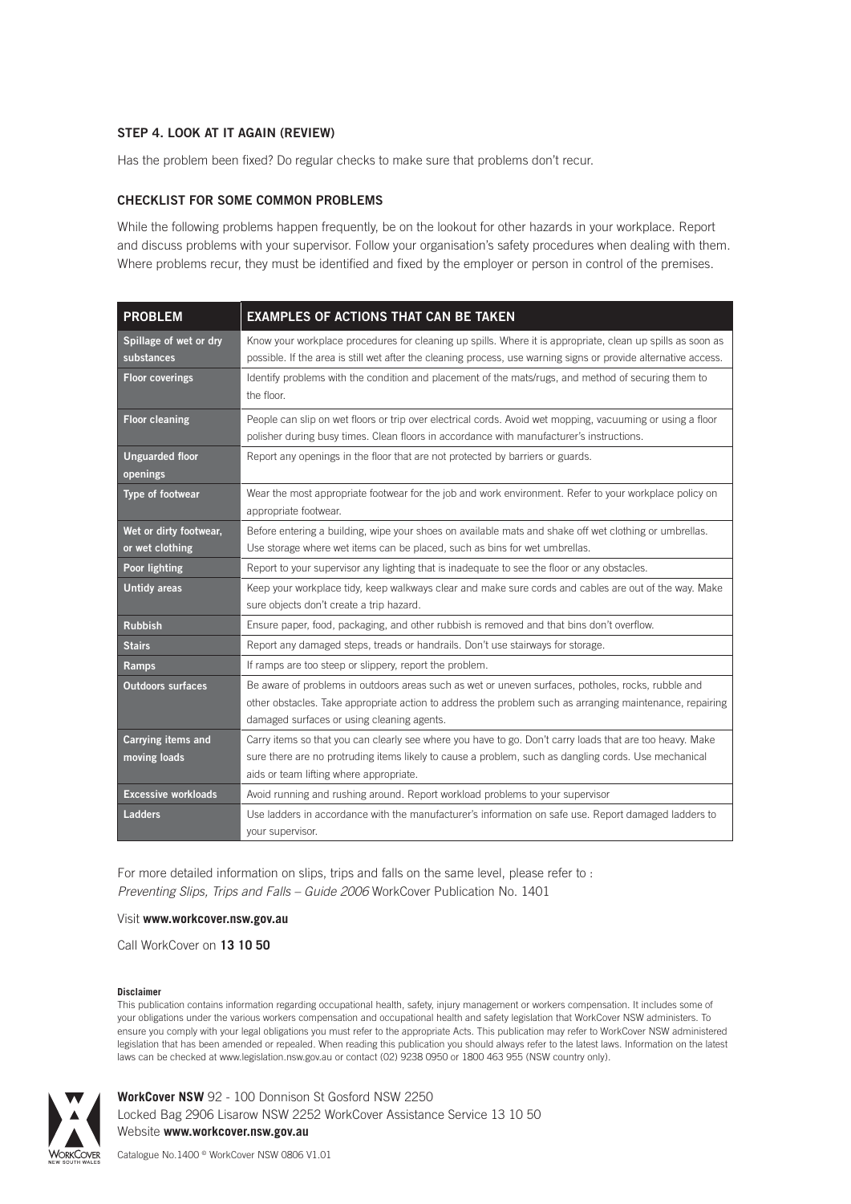### STEP 4. LOOK AT IT AGAIN (REVIEW)

Has the problem been fixed? Do regular checks to make sure that problems don't recur.

### CHECKLIST FOR SOME COMMON PROBLEMS

While the following problems happen frequently, be on the lookout for other hazards in your workplace. Report and discuss problems with your supervisor. Follow your organisation's safety procedures when dealing with them. Where problems recur, they must be identified and fixed by the employer or person in control of the premises.

| PROBLEM | EXAMPLES OF ACTIONS THAT CAN BE TAKEN |
|---|---|
| **Spillage of wet or dry substances** | Know your workplace procedures for cleaning up spills. Where it is appropriate, clean up spills as soon as possible. If the area is still wet after the cleaning process, use warning signs or provide alternative access. |
| **Floor coverings** | Identify problems with the condition and placement of the mats/rugs, and method of securing them to the floor. |
| **Floor cleaning** | People can slip on wet floors or trip over electrical cords. Avoid wet mopping, vacuuming or using a floor polisher during busy times. Clean floors in accordance with manufacturer's instructions. |
| **Unguarded floor openings** | Report any openings in the floor that are not protected by barriers or guards. |
| **Type of footwear** | Wear the most appropriate footwear for the job and work environment. Refer to your workplace policy on appropriate footwear. |
| **Wet or dirty footwear, or wet clothing** | Before entering a building, wipe your shoes on available mats and shake off wet clothing or umbrellas. Use storage where wet items can be placed, such as bins for wet umbrellas. |
| **Poor lighting** | Report to your supervisor any lighting that is inadequate to see the floor or any obstacles. |
| **Untidy areas** | Keep your workplace tidy, keep walkways clear and make sure cords and cables are out of the way. Make sure objects don't create a trip hazard. |
| **Rubbish** | Ensure paper, food, packaging, and other rubbish is removed and that bins don't overflow. |
| **Stairs** | Report any damaged steps, treads or handrails. Don't use stairways for storage. |
| **Ramps** | If ramps are too steep or slippery, report the problem. |
| **Outdoors surfaces** | Be aware of problems in outdoors areas such as wet or uneven surfaces, potholes, rocks, rubble and other obstacles. Take appropriate action to address the problem such as arranging maintenance, repairing damaged surfaces or using cleaning agents. |
| **Carrying items and moving loads** | Carry items so that you can clearly see where you have to go. Don't carry loads that are too heavy. Make sure there are no protruding items likely to cause a problem, such as dangling cords. Use mechanical aids or team lifting where appropriate. |
| **Excessive workloads** | Avoid running and rushing around. Report workload problems to your supervisor |
| **Ladders** | Use ladders in accordance with the manufacturer's information on safe use. Report damaged ladders to your supervisor. |

For more detailed information on slips, trips and falls on the same level, please refer to :
*Preventing Slips, Trips and Falls – Guide 2006* WorkCover Publication No. 1401

Visit **www.workcover.nsw.gov.au**

Call WorkCover on **13 10 50**

**Disclaimer**
This publication contains information regarding occupational health, safety, injury management or workers compensation. It includes some of your obligations under the various workers compensation and occupational health and safety legislation that WorkCover NSW administers. To ensure you comply with your legal obligations you must refer to the appropriate Acts. This publication may refer to WorkCover NSW administered legislation that has been amended or repealed. When reading this publication you should always refer to the latest laws. Information on the latest laws can be checked at www.legislation.nsw.gov.au or contact (02) 9238 0950 or 1800 463 955 (NSW country only).

**WorkCover NSW** 92 - 100 Donnison St Gosford NSW 2250
Locked Bag 2906 Lisarow NSW 2252 WorkCover Assistance Service 13 10 50
Website **www.workcover.nsw.gov.au**

Catalogue No.1400 © WorkCover NSW 0806 V1.01